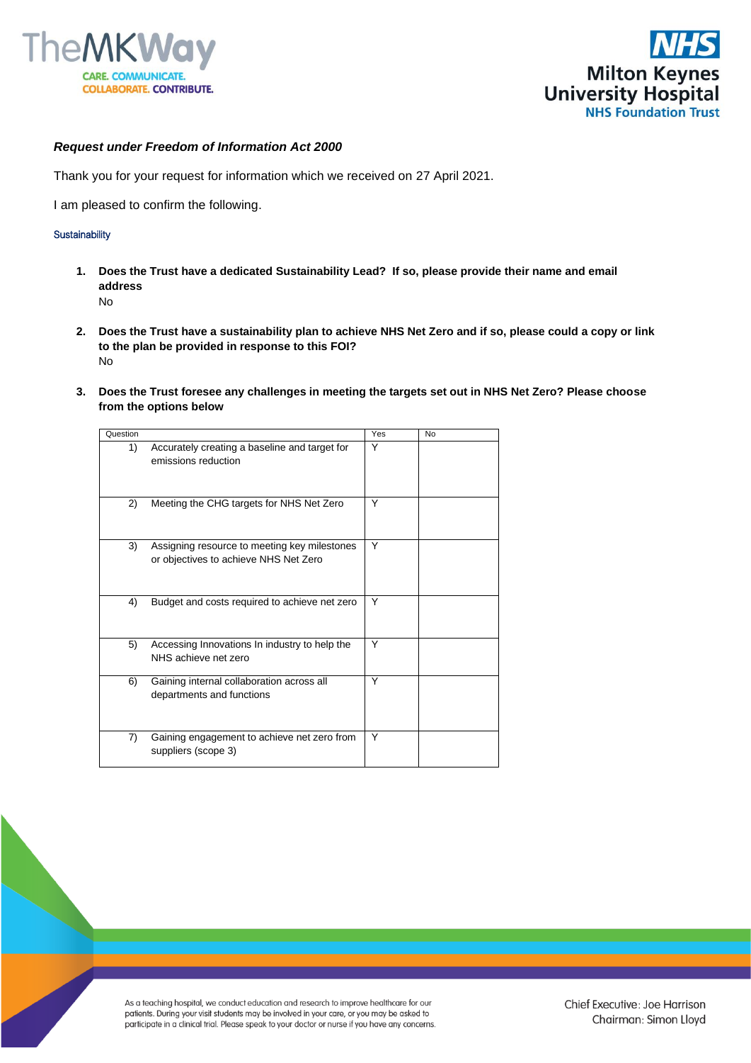***Request under Freedom of Information Act 2000***

Thank you for your request for information which we received on 27 April 2021.

I am pleased to confirm the following.

Sustainability

1. **Does the Trust have a dedicated Sustainability Lead? If so, please provide their name and email address**
   No

2. **Does the Trust have a sustainability plan to achieve NHS Net Zero and if so, please could a copy or link to the plan be provided in response to this FOI?**
   No

3. **Does the Trust foresee any challenges in meeting the targets set out in NHS Net Zero? Please choose from the options below**

| Question | Yes | No |
|---|---|---|
| 1) Accurately creating a baseline and target for emissions reduction | Y | |
| 2) Meeting the CHG targets for NHS Net Zero | Y | |
| 3) Assigning resource to meeting key milestones or objectives to achieve NHS Net Zero | Y | |
| 4) Budget and costs required to achieve net zero | Y | |
| 5) Accessing Innovations In industry to help the NHS achieve net zero | Y | |
| 6) Gaining internal collaboration across all departments and functions | Y | |
| 7) Gaining engagement to achieve net zero from suppliers (scope 3) | Y | |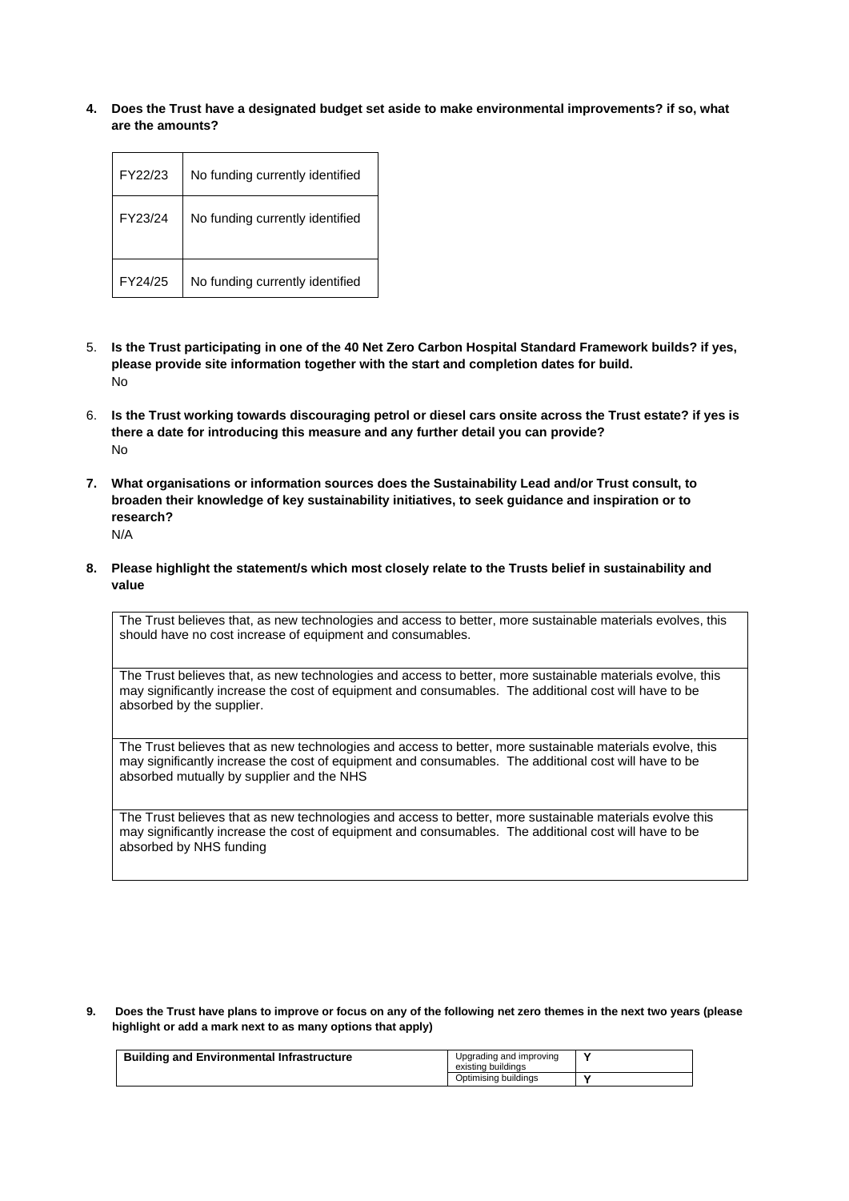**4. Does the Trust have a designated budget set aside to make environmental improvements? if so, what are the amounts?**

| FY22/23 | No funding currently identified |
|---|---|
| FY23/24 | No funding currently identified |
| FY24/25 | No funding currently identified |

5. **Is the Trust participating in one of the 40 Net Zero Carbon Hospital Standard Framework builds? if yes, please provide site information together with the start and completion dates for build.**
No

6. **Is the Trust working towards discouraging petrol or diesel cars onsite across the Trust estate? if yes is there a date for introducing this measure and any further detail you can provide?**
No

**7. What organisations or information sources does the Sustainability Lead and/or Trust consult, to broaden their knowledge of key sustainability initiatives, to seek guidance and inspiration or to research?**
N/A

**8. Please highlight the statement/s which most closely relate to the Trusts belief in sustainability and value**

| The Trust believes that, as new technologies and access to better, more sustainable materials evolves, this should have no cost increase of equipment and consumables. |
|---|
| The Trust believes that, as new technologies and access to better, more sustainable materials evolve, this may significantly increase the cost of equipment and consumables. The additional cost will have to be absorbed by the supplier. |
| The Trust believes that as new technologies and access to better, more sustainable materials evolve, this may significantly increase the cost of equipment and consumables. The additional cost will have to be absorbed mutually by supplier and the NHS |
| The Trust believes that as new technologies and access to better, more sustainable materials evolve this may significantly increase the cost of equipment and consumables. The additional cost will have to be absorbed by NHS funding |

**9. Does the Trust have plans to improve or focus on any of the following net zero themes in the next two years (please highlight or add a mark next to as many options that apply)**

| Building and Environmental Infrastructure | Upgrading and improving existing buildings | Y |
|---|---|---|
| | Optimising buildings | Y |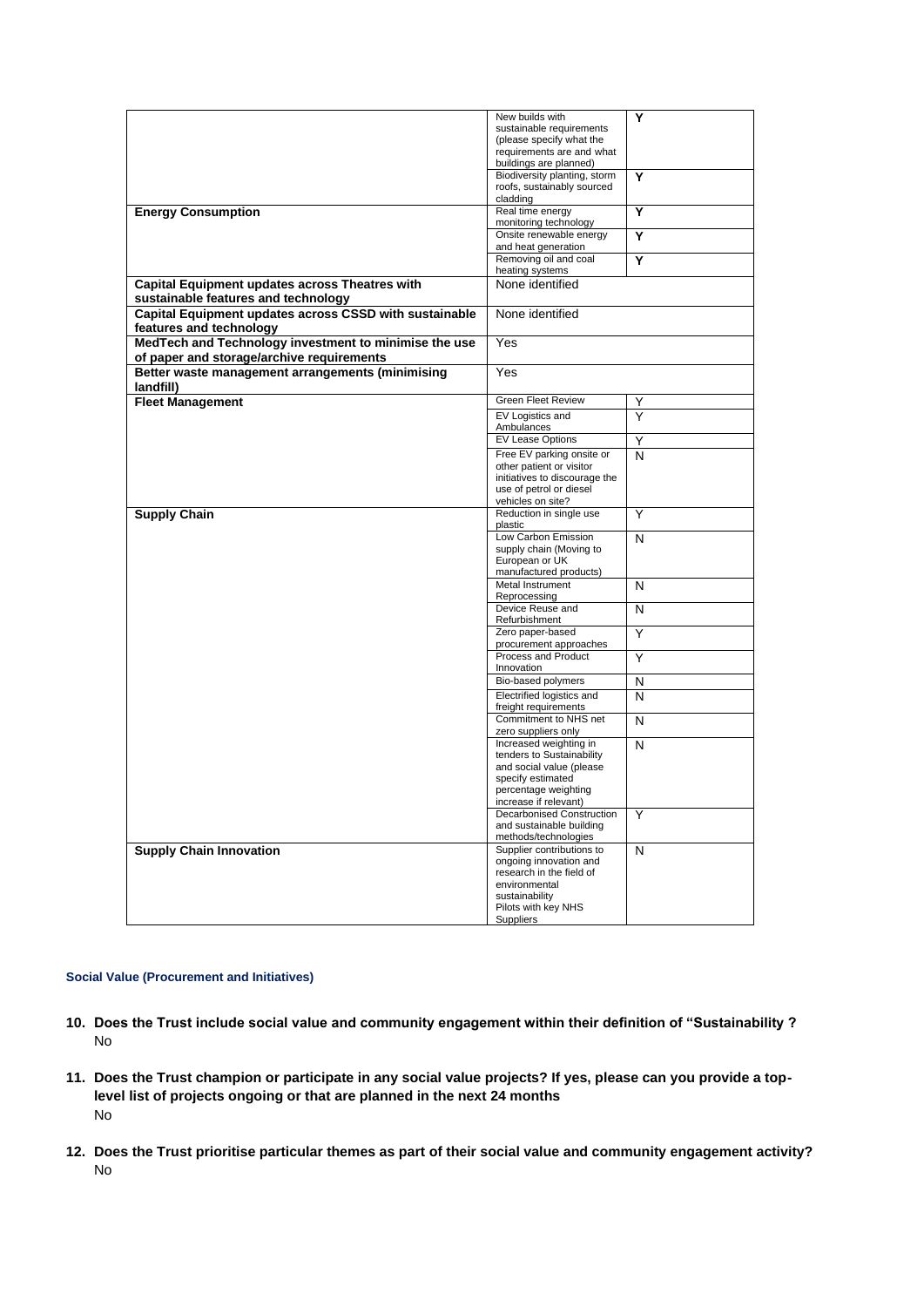| | | |
|---|---|---|
| | New builds with sustainable requirements (please specify what the requirements are and what buildings are planned) | **Y** |
| | Biodiversity planting, storm roofs, sustainably sourced cladding | **Y** |
| **Energy Consumption** | Real time energy monitoring technology | **Y** |
| | Onsite renewable energy and heat generation | **Y** |
| | Removing oil and coal heating systems | **Y** |
| **Capital Equipment updates across Theatres with sustainable features and technology** | None identified | |
| **Capital Equipment updates across CSSD with sustainable features and technology** | None identified | |
| **MedTech and Technology investment to minimise the use of paper and storage/archive requirements** | Yes | |
| **Better waste management arrangements (minimising landfill)** | Yes | |
| **Fleet Management** | Green Fleet Review | Y |
| | EV Logistics and Ambulances | Y |
| | EV Lease Options | Y |
| | Free EV parking onsite or other patient or visitor initiatives to discourage the use of petrol or diesel vehicles on site? | N |
| **Supply Chain** | Reduction in single use plastic | Y |
| | Low Carbon Emission supply chain (Moving to European or UK manufactured products) | N |
| | Metal Instrument Reprocessing | N |
| | Device Reuse and Refurbishment | N |
| | Zero paper-based procurement approaches | Y |
| | Process and Product Innovation | Y |
| | Bio-based polymers | N |
| | Electrified logistics and freight requirements | N |
| | Commitment to NHS net zero suppliers only | N |
| | Increased weighting in tenders to Sustainability and social value (please specify estimated percentage weighting increase if relevant) | N |
| | Decarbonised Construction and sustainable building methods/technologies | Y |
| **Supply Chain Innovation** | Supplier contributions to ongoing innovation and research in the field of environmental sustainability Pilots with key NHS Suppliers | N |

**Social Value (Procurement and Initiatives)**

10. **Does the Trust include social value and community engagement within their definition of "Sustainability ?**
    No

11. **Does the Trust champion or participate in any social value projects? If yes, please can you provide a top-level list of projects ongoing or that are planned in the next 24 months**
    No

12. **Does the Trust prioritise particular themes as part of their social value and community engagement activity?**
    No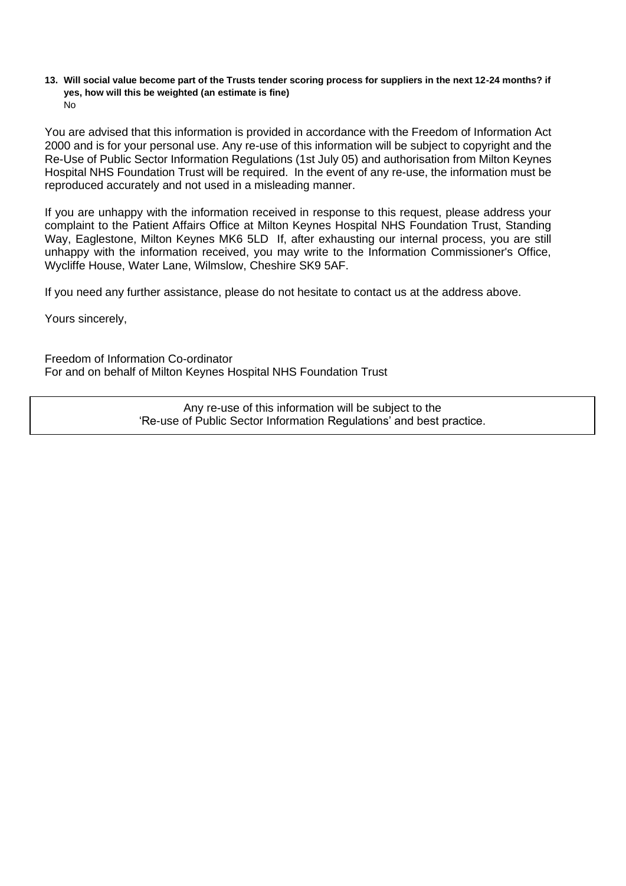13. **Will social value become part of the Trusts tender scoring process for suppliers in the next 12-24 months? if yes, how will this be weighted (an estimate is fine)**
    No

You are advised that this information is provided in accordance with the Freedom of Information Act 2000 and is for your personal use. Any re-use of this information will be subject to copyright and the Re-Use of Public Sector Information Regulations (1st July 05) and authorisation from Milton Keynes Hospital NHS Foundation Trust will be required. In the event of any re-use, the information must be reproduced accurately and not used in a misleading manner.

If you are unhappy with the information received in response to this request, please address your complaint to the Patient Affairs Office at Milton Keynes Hospital NHS Foundation Trust, Standing Way, Eaglestone, Milton Keynes MK6 5LD If, after exhausting our internal process, you are still unhappy with the information received, you may write to the Information Commissioner's Office, Wycliffe House, Water Lane, Wilmslow, Cheshire SK9 5AF.

If you need any further assistance, please do not hesitate to contact us at the address above.

Yours sincerely,

Freedom of Information Co-ordinator
For and on behalf of Milton Keynes Hospital NHS Foundation Trust

Any re-use of this information will be subject to the
'Re-use of Public Sector Information Regulations' and best practice.